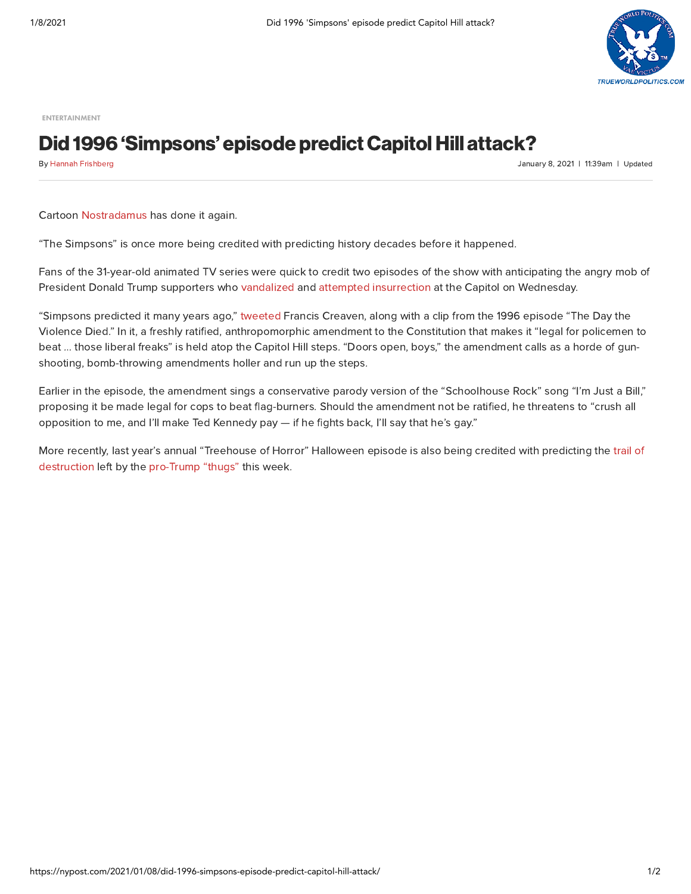ENTERTAINMENT

# Did 1996 'Simpsons' episode predict Capitol Hill attack?

By Hannah Frishberg

January 8, 2021 | 11:39am | Updated

Cartoon Nostradamus has done it again.

"The Simpsons" is once more being credited with predicting history decades before it happened.

Fans of the 31-year-old animated TV series were quick to credit two episodes of the show with anticipating the angry mob of President Donald Trump supporters who vandalized and attempted insurrection at the Capitol on Wednesday.

"Simpsons predicted it many years ago," tweeted Francis Creaven, along with a clip from the 1996 episode "The Day the Violence Died." In it, a freshly ratified, anthropomorphic amendment to the Constitution that makes it "legal for policemen to beat … those liberal freaks" is held atop the Capitol Hill steps. "Doors open, boys," the amendment calls as a horde of gun-shooting, bomb-throwing amendments holler and run up the steps.

Earlier in the episode, the amendment sings a conservative parody version of the "Schoolhouse Rock" song "I'm Just a Bill," proposing it be made legal for cops to beat flag-burners. Should the amendment not be ratified, he threatens to "crush all opposition to me, and I'll make Ted Kennedy pay — if he fights back, I'll say that he's gay."

More recently, last year's annual "Treehouse of Horror" Halloween episode is also being credited with predicting the trail of destruction left by the pro-Trump "thugs" this week.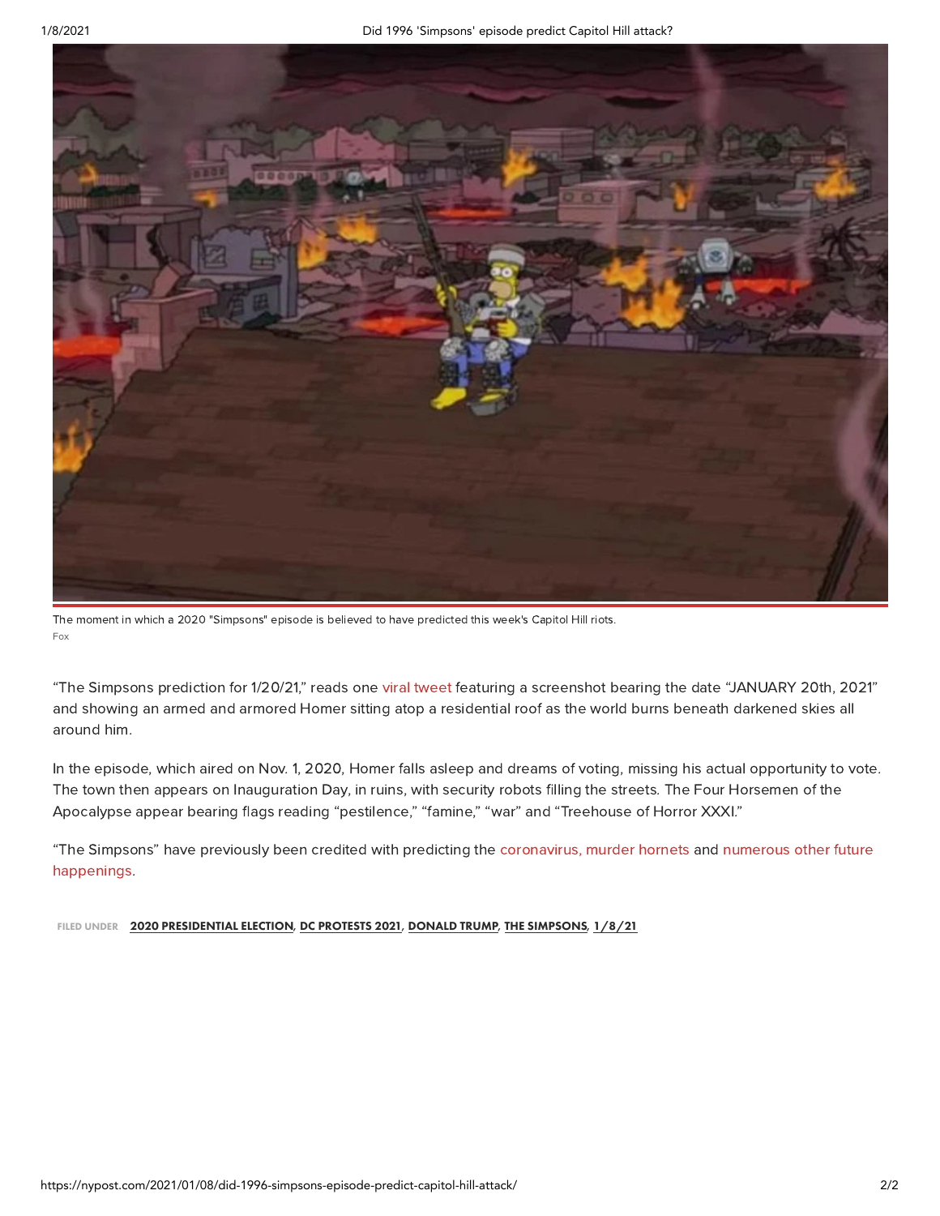The moment in which a 2020 "Simpsons" episode is believed to have predicted this week's Capitol Hill riots.
Fox

"The Simpsons prediction for 1/20/21," reads one viral tweet featuring a screenshot bearing the date "JANUARY 20th, 2021" and showing an armed and armored Homer sitting atop a residential roof as the world burns beneath darkened skies all around him.

In the episode, which aired on Nov. 1, 2020, Homer falls asleep and dreams of voting, missing his actual opportunity to vote. The town then appears on Inauguration Day, in ruins, with security robots filling the streets. The Four Horsemen of the Apocalypse appear bearing flags reading "pestilence," "famine," "war" and "Treehouse of Horror XXXI."

"The Simpsons" have previously been credited with predicting the coronavirus, murder hornets and numerous other future happenings.

FILED UNDER 2020 PRESIDENTIAL ELECTION, DC PROTESTS 2021, DONALD TRUMP, THE SIMPSONS, 1/8/21